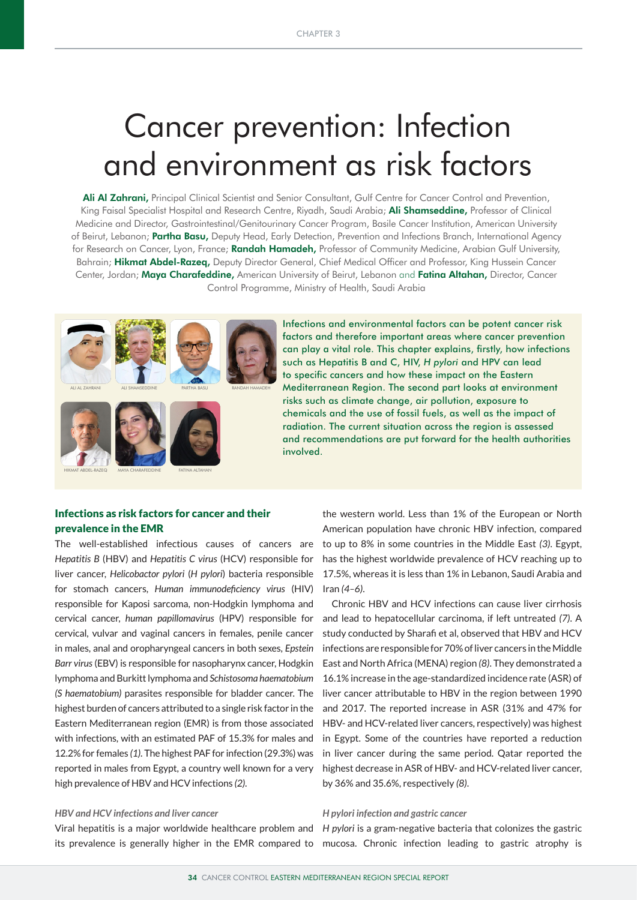# Cancer prevention: Infection and environment as risk factors

**Ali Al Zahrani,** Principal Clinical Scientist and Senior Consultant, Gulf Centre for Cancer Control and Prevention, King Faisal Specialist Hospital and Research Centre, Riyadh, Saudi Arabia; **Ali Shamseddine,** Professor of Clinical Medicine and Director, Gastrointestinal/Genitourinary Cancer Program, Basile Cancer Institution, American University of Beirut, Lebanon; **Partha Basu,** Deputy Head, Early Detection, Prevention and Infections Branch, International Agency for Research on Cancer, Lyon, France; **Randah Hamadeh,** Professor of Community Medicine, Arabian Gulf University, Bahrain; **Hikmat Abdel-Razeq,** Deputy Director General, Chief Medical Officer and Professor, King Hussein Cancer Center, Jordan; **Maya Charafeddine,** American University of Beirut, Lebanon and **Fatina Altahan,** Director, Cancer Control Programme, Ministry of Health, Saudi Arabia

ALI AL ZAHRANI · ALI SHAMSEDDINE · PARTHA BASU · RANDAH HAMADEH · HIKMAT ABDEL-RAZEQ · MAYA CHARAFEDDINE · FATINA ALTAHAN

Infections and environmental factors can be potent cancer risk factors and therefore important areas where cancer prevention can play a vital role. This chapter explains, firstly, how infections such as Hepatitis B and C, HIV, *H pylori* and HPV can lead to specific cancers and how these impact on the Eastern Mediterranean Region. The second part looks at environment risks such as climate change, air pollution, exposure to chemicals and the use of fossil fuels, as well as the impact of radiation. The current situation across the region is assessed and recommendations are put forward for the health authorities involved.

## Infections as risk factors for cancer and their prevalence in the EMR

The well-established infectious causes of cancers are *Hepatitis B* (HBV) and *Hepatitis C virus* (HCV) responsible for liver cancer, *Helicobacter pylori* (*H pylori*) bacteria responsible for stomach cancers, *Human immunodeficiency virus* (HIV) responsible for Kaposi sarcoma, non-Hodgkin lymphoma and cervical cancer, *human papillomavirus* (HPV) responsible for cervical, vulvar and vaginal cancers in females, penile cancer in males, anal and oropharyngeal cancers in both sexes, *Epstein Barr virus* (EBV) is responsible for nasopharynx cancer, Hodgkin lymphoma and Burkitt lymphoma and *Schistosoma haematobium (S haematobium)* parasites responsible for bladder cancer. The highest burden of cancers attributed to a single risk factor in the Eastern Mediterranean region (EMR) is from those associated with infections, with an estimated PAF of 15.3% for males and 12.2% for females *(1)*. The highest PAF for infection (29.3%) was reported in males from Egypt, a country well known for a very high prevalence of HBV and HCV infections *(2)*.

### *HBV and HCV infections and liver cancer*

Viral hepatitis is a major worldwide healthcare problem and its prevalence is generally higher in the EMR compared to the western world. Less than 1% of the European or North American population have chronic HBV infection, compared to up to 8% in some countries in the Middle East *(3)*. Egypt, has the highest worldwide prevalence of HCV reaching up to 17.5%, whereas it is less than 1% in Lebanon, Saudi Arabia and Iran *(4–6)*.

Chronic HBV and HCV infections can cause liver cirrhosis and lead to hepatocellular carcinoma, if left untreated *(7)*. A study conducted by Sharafi et al, observed that HBV and HCV infections are responsible for 70% of liver cancers in the Middle East and North Africa (MENA) region *(8)*. They demonstrated a 16.1% increase in the age-standardized incidence rate (ASR) of liver cancer attributable to HBV in the region between 1990 and 2017. The reported increase in ASR (31% and 47% for HBV- and HCV-related liver cancers, respectively) was highest in Egypt. Some of the countries have reported a reduction in liver cancer during the same period. Qatar reported the highest decrease in ASR of HBV- and HCV-related liver cancer, by 36% and 35.6%, respectively *(8)*.

### *H pylori infection and gastric cancer*

*H pylori* is a gram-negative bacteria that colonizes the gastric mucosa. Chronic infection leading to gastric atrophy is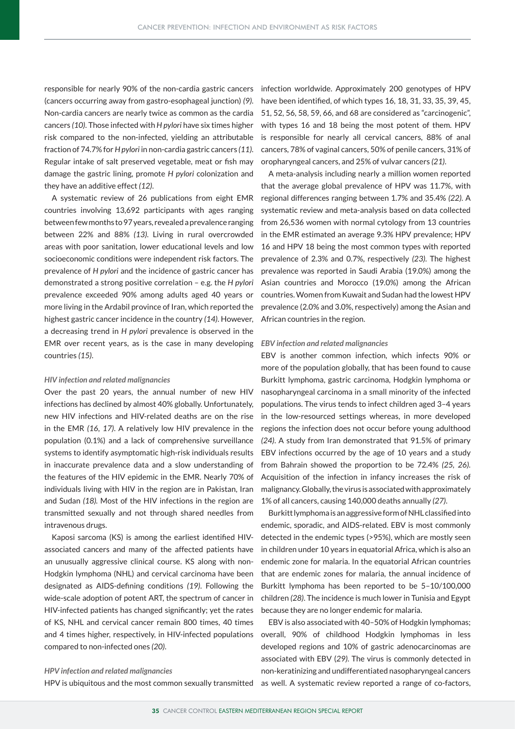responsible for nearly 90% of the non-cardia gastric cancers (cancers occurring away from gastro-esophageal junction) *(9)*. Non-cardia cancers are nearly twice as common as the cardia cancers *(10)*. Those infected with *H pylori* have six times higher risk compared to the non-infected, yielding an attributable fraction of 74.7% for *H pylori* in non-cardia gastric cancers *(11)*. Regular intake of salt preserved vegetable, meat or fish may damage the gastric lining, promote *H pylori* colonization and they have an additive effect *(12)*.

A systematic review of 26 publications from eight EMR countries involving 13,692 participants with ages ranging between few months to 97 years, revealed a prevalence ranging between 22% and 88% *(13)*. Living in rural overcrowded areas with poor sanitation, lower educational levels and low socioeconomic conditions were independent risk factors. The prevalence of *H pylori* and the incidence of gastric cancer has demonstrated a strong positive correlation – e.g. the *H pylori* prevalence exceeded 90% among adults aged 40 years or more living in the Ardabil province of Iran, which reported the highest gastric cancer incidence in the country *(14)*. However, a decreasing trend in *H pylori* prevalence is observed in the EMR over recent years, as is the case in many developing countries *(15)*.

### *HIV infection and related malignancies*

Over the past 20 years, the annual number of new HIV infections has declined by almost 40% globally. Unfortunately, new HIV infections and HIV-related deaths are on the rise in the EMR *(16, 17)*. A relatively low HIV prevalence in the population (0.1%) and a lack of comprehensive surveillance systems to identify asymptomatic high-risk individuals results in inaccurate prevalence data and a slow understanding of the features of the HIV epidemic in the EMR. Nearly 70% of individuals living with HIV in the region are in Pakistan, Iran and Sudan *(18)*. Most of the HIV infections in the region are transmitted sexually and not through shared needles from intravenous drugs.

Kaposi sarcoma (KS) is among the earliest identified HIV-associated cancers and many of the affected patients have an unusually aggressive clinical course. KS along with non-Hodgkin lymphoma (NHL) and cervical carcinoma have been designated as AIDS-defining conditions *(19)*. Following the wide-scale adoption of potent ART, the spectrum of cancer in HIV-infected patients has changed significantly; yet the rates of KS, NHL and cervical cancer remain 800 times, 40 times and 4 times higher, respectively, in HIV-infected populations compared to non-infected ones *(20)*.

### *HPV infection and related malignancies*

HPV is ubiquitous and the most common sexually transmitted infection worldwide. Approximately 200 genotypes of HPV have been identified, of which types 16, 18, 31, 33, 35, 39, 45, 51, 52, 56, 58, 59, 66, and 68 are considered as "carcinogenic", with types 16 and 18 being the most potent of them. HPV is responsible for nearly all cervical cancers, 88% of anal cancers, 78% of vaginal cancers, 50% of penile cancers, 31% of oropharyngeal cancers, and 25% of vulvar cancers *(21)*.

A meta-analysis including nearly a million women reported that the average global prevalence of HPV was 11.7%, with regional differences ranging between 1.7% and 35.4% *(22)*. A systematic review and meta-analysis based on data collected from 26,536 women with normal cytology from 13 countries in the EMR estimated an average 9.3% HPV prevalence; HPV 16 and HPV 18 being the most common types with reported prevalence of 2.3% and 0.7%, respectively *(23)*. The highest prevalence was reported in Saudi Arabia (19.0%) among the Asian countries and Morocco (19.0%) among the African countries. Women from Kuwait and Sudan had the lowest HPV prevalence (2.0% and 3.0%, respectively) among the Asian and African countries in the region.

### *EBV infection and related malignancies*

EBV is another common infection, which infects 90% or more of the population globally, that has been found to cause Burkitt lymphoma, gastric carcinoma, Hodgkin lymphoma or nasopharyngeal carcinoma in a small minority of the infected populations. The virus tends to infect children aged 3–4 years in the low-resourced settings whereas, in more developed regions the infection does not occur before young adulthood *(24)*. A study from Iran demonstrated that 91.5% of primary EBV infections occurred by the age of 10 years and a study from Bahrain showed the proportion to be 72.4% *(25, 26)*. Acquisition of the infection in infancy increases the risk of malignancy. Globally, the virus is associated with approximately 1% of all cancers, causing 140,000 deaths annually *(27)*.

Burkitt lymphoma is an aggressive form of NHL classified into endemic, sporadic, and AIDS-related. EBV is most commonly detected in the endemic types (>95%), which are mostly seen in children under 10 years in equatorial Africa, which is also an endemic zone for malaria. In the equatorial African countries that are endemic zones for malaria, the annual incidence of Burkitt lymphoma has been reported to be 5–10/100,000 children *(28)*. The incidence is much lower in Tunisia and Egypt because they are no longer endemic for malaria.

EBV is also associated with 40–50% of Hodgkin lymphomas; overall, 90% of childhood Hodgkin lymphomas in less developed regions and 10% of gastric adenocarcinomas are associated with EBV (*29)*. The virus is commonly detected in non-keratinizing and undifferentiated nasopharyngeal cancers as well. A systematic review reported a range of co-factors,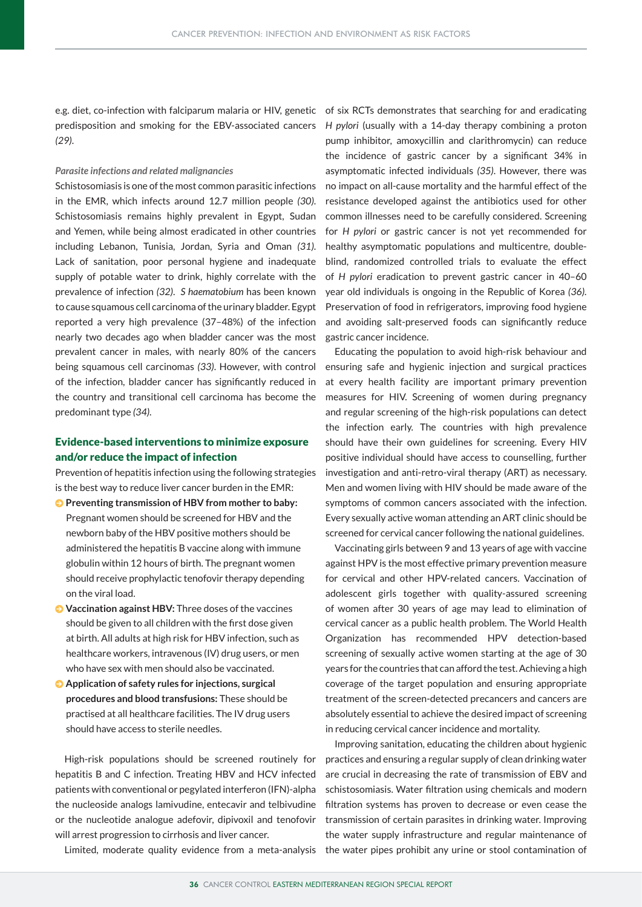e.g. diet, co-infection with falciparum malaria or HIV, genetic predisposition and smoking for the EBV-associated cancers *(29)*.

*Parasite infections and related malignancies*

Schistosomiasis is one of the most common parasitic infections in the EMR, which infects around 12.7 million people *(30)*. Schistosomiasis remains highly prevalent in Egypt, Sudan and Yemen, while being almost eradicated in other countries including Lebanon, Tunisia, Jordan, Syria and Oman *(31)*. Lack of sanitation, poor personal hygiene and inadequate supply of potable water to drink, highly correlate with the prevalence of infection *(32)*. *S haematobium* has been known to cause squamous cell carcinoma of the urinary bladder. Egypt reported a very high prevalence (37–48%) of the infection nearly two decades ago when bladder cancer was the most prevalent cancer in males, with nearly 80% of the cancers being squamous cell carcinomas *(33)*. However, with control of the infection, bladder cancer has significantly reduced in the country and transitional cell carcinoma has become the predominant type *(34)*.

## Evidence-based interventions to minimize exposure and/or reduce the impact of infection

Prevention of hepatitis infection using the following strategies is the best way to reduce liver cancer burden in the EMR:

- **Preventing transmission of HBV from mother to baby:** Pregnant women should be screened for HBV and the newborn baby of the HBV positive mothers should be administered the hepatitis B vaccine along with immune globulin within 12 hours of birth. The pregnant women should receive prophylactic tenofovir therapy depending on the viral load.
- **Vaccination against HBV:** Three doses of the vaccines should be given to all children with the first dose given at birth. All adults at high risk for HBV infection, such as healthcare workers, intravenous (IV) drug users, or men who have sex with men should also be vaccinated.
- **Application of safety rules for injections, surgical procedures and blood transfusions:** These should be practised at all healthcare facilities. The IV drug users should have access to sterile needles.

High-risk populations should be screened routinely for hepatitis B and C infection. Treating HBV and HCV infected patients with conventional or pegylated interferon (IFN)-alpha the nucleoside analogs lamivudine, entecavir and telbivudine or the nucleotide analogue adefovir, dipivoxil and tenofovir will arrest progression to cirrhosis and liver cancer.

Limited, moderate quality evidence from a meta-analysis of six RCTs demonstrates that searching for and eradicating *H pylori* (usually with a 14-day therapy combining a proton pump inhibitor, amoxycillin and clarithromycin) can reduce the incidence of gastric cancer by a significant 34% in asymptomatic infected individuals *(35)*. However, there was no impact on all-cause mortality and the harmful effect of the resistance developed against the antibiotics used for other common illnesses need to be carefully considered. Screening for *H pylori* or gastric cancer is not yet recommended for healthy asymptomatic populations and multicentre, double-blind, randomized controlled trials to evaluate the effect of *H pylori* eradication to prevent gastric cancer in 40–60 year old individuals is ongoing in the Republic of Korea *(36)*. Preservation of food in refrigerators, improving food hygiene and avoiding salt-preserved foods can significantly reduce gastric cancer incidence.

Educating the population to avoid high-risk behaviour and ensuring safe and hygienic injection and surgical practices at every health facility are important primary prevention measures for HIV. Screening of women during pregnancy and regular screening of the high-risk populations can detect the infection early. The countries with high prevalence should have their own guidelines for screening. Every HIV positive individual should have access to counselling, further investigation and anti-retro-viral therapy (ART) as necessary. Men and women living with HIV should be made aware of the symptoms of common cancers associated with the infection. Every sexually active woman attending an ART clinic should be screened for cervical cancer following the national guidelines.

Vaccinating girls between 9 and 13 years of age with vaccine against HPV is the most effective primary prevention measure for cervical and other HPV-related cancers. Vaccination of adolescent girls together with quality-assured screening of women after 30 years of age may lead to elimination of cervical cancer as a public health problem. The World Health Organization has recommended HPV detection-based screening of sexually active women starting at the age of 30 years for the countries that can afford the test. Achieving a high coverage of the target population and ensuring appropriate treatment of the screen-detected precancers and cancers are absolutely essential to achieve the desired impact of screening in reducing cervical cancer incidence and mortality.

Improving sanitation, educating the children about hygienic practices and ensuring a regular supply of clean drinking water are crucial in decreasing the rate of transmission of EBV and schistosomiasis. Water filtration using chemicals and modern filtration systems has proven to decrease or even cease the transmission of certain parasites in drinking water. Improving the water supply infrastructure and regular maintenance of the water pipes prohibit any urine or stool contamination of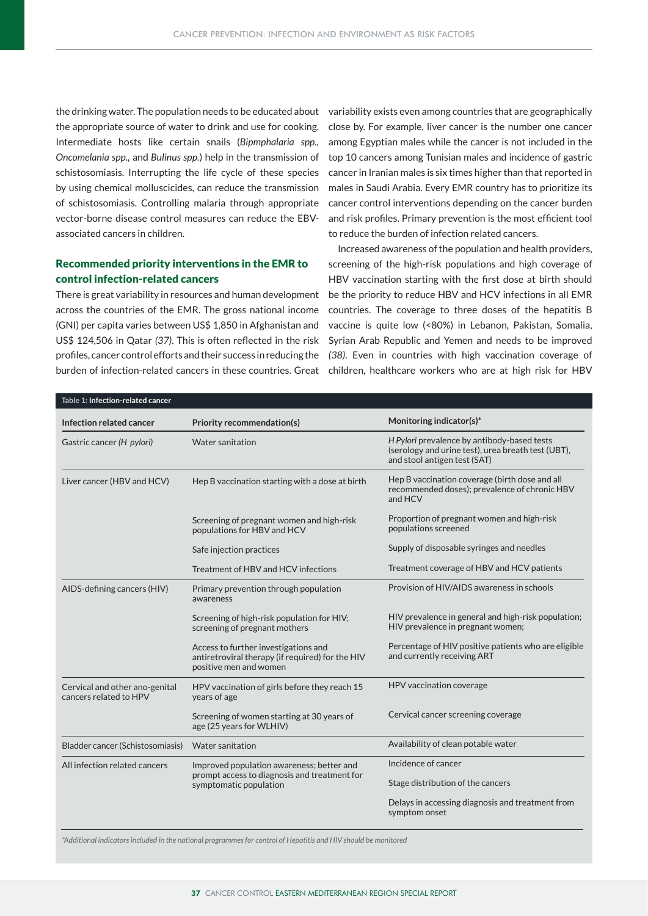the drinking water. The population needs to be educated about the appropriate source of water to drink and use for cooking. Intermediate hosts like certain snails (*Bipmphalaria spp.*, *Oncomelania spp.*, and *Bulinus spp.*) help in the transmission of schistosomiasis. Interrupting the life cycle of these species by using chemical molluscicides, can reduce the transmission of schistosomiasis. Controlling malaria through appropriate vector-borne disease control measures can reduce the EBV-associated cancers in children.

## Recommended priority interventions in the EMR to control infection-related cancers

There is great variability in resources and human development across the countries of the EMR. The gross national income (GNI) per capita varies between US$ 1,850 in Afghanistan and US$ 124,506 in Qatar *(37)*. This is often reflected in the risk profiles, cancer control efforts and their success in reducing the burden of infection-related cancers in these countries. Great variability exists even among countries that are geographically close by. For example, liver cancer is the number one cancer among Egyptian males while the cancer is not included in the top 10 cancers among Tunisian males and incidence of gastric cancer in Iranian males is six times higher than that reported in males in Saudi Arabia. Every EMR country has to prioritize its cancer control interventions depending on the cancer burden and risk profiles. Primary prevention is the most efficient tool to reduce the burden of infection related cancers.

Increased awareness of the population and health providers, screening of the high-risk populations and high coverage of HBV vaccination starting with the first dose at birth should be the priority to reduce HBV and HCV infections in all EMR countries. The coverage to three doses of the hepatitis B vaccine is quite low (<80%) in Lebanon, Pakistan, Somalia, Syrian Arab Republic and Yemen and needs to be improved *(38)*. Even in countries with high vaccination coverage of children, healthcare workers who are at high risk for HBV

**Table 1: Infection-related cancer**

| Infection related cancer | Priority recommendation(s) | Monitoring indicator(s)* |
|---|---|---|
| Gastric cancer *(H pylori)* | Water sanitation | *H Pylori* prevalence by antibody-based tests (serology and urine test), urea breath test (UBT), and stool antigen test (SAT) |
| Liver cancer (HBV and HCV) | Hep B vaccination starting with a dose at birth | Hep B vaccination coverage (birth dose and all recommended doses); prevalence of chronic HBV and HCV |
| | Screening of pregnant women and high-risk populations for HBV and HCV | Proportion of pregnant women and high-risk populations screened |
| | Safe injection practices | Supply of disposable syringes and needles |
| | Treatment of HBV and HCV infections | Treatment coverage of HBV and HCV patients |
| AIDS-defining cancers (HIV) | Primary prevention through population awareness | Provision of HIV/AIDS awareness in schools |
| | Screening of high-risk population for HIV; screening of pregnant mothers | HIV prevalence in general and high-risk population; HIV prevalence in pregnant women; |
| | Access to further investigations and antiretroviral therapy (if required) for the HIV positive men and women | Percentage of HIV positive patients who are eligible and currently receiving ART |
| Cervical and other ano-genital cancers related to HPV | HPV vaccination of girls before they reach 15 years of age | HPV vaccination coverage |
| | Screening of women starting at 30 years of age (25 years for WLHIV) | Cervical cancer screening coverage |
| Bladder cancer (Schistosomiasis) | Water sanitation | Availability of clean potable water |
| All infection related cancers | Improved population awareness; better and prompt access to diagnosis and treatment for symptomatic population | Incidence of cancer |
| | | Stage distribution of the cancers |
| | | Delays in accessing diagnosis and treatment from symptom onset |

*\*Additional indicators included in the national programmes for control of Hepatitis and HIV should be monitored*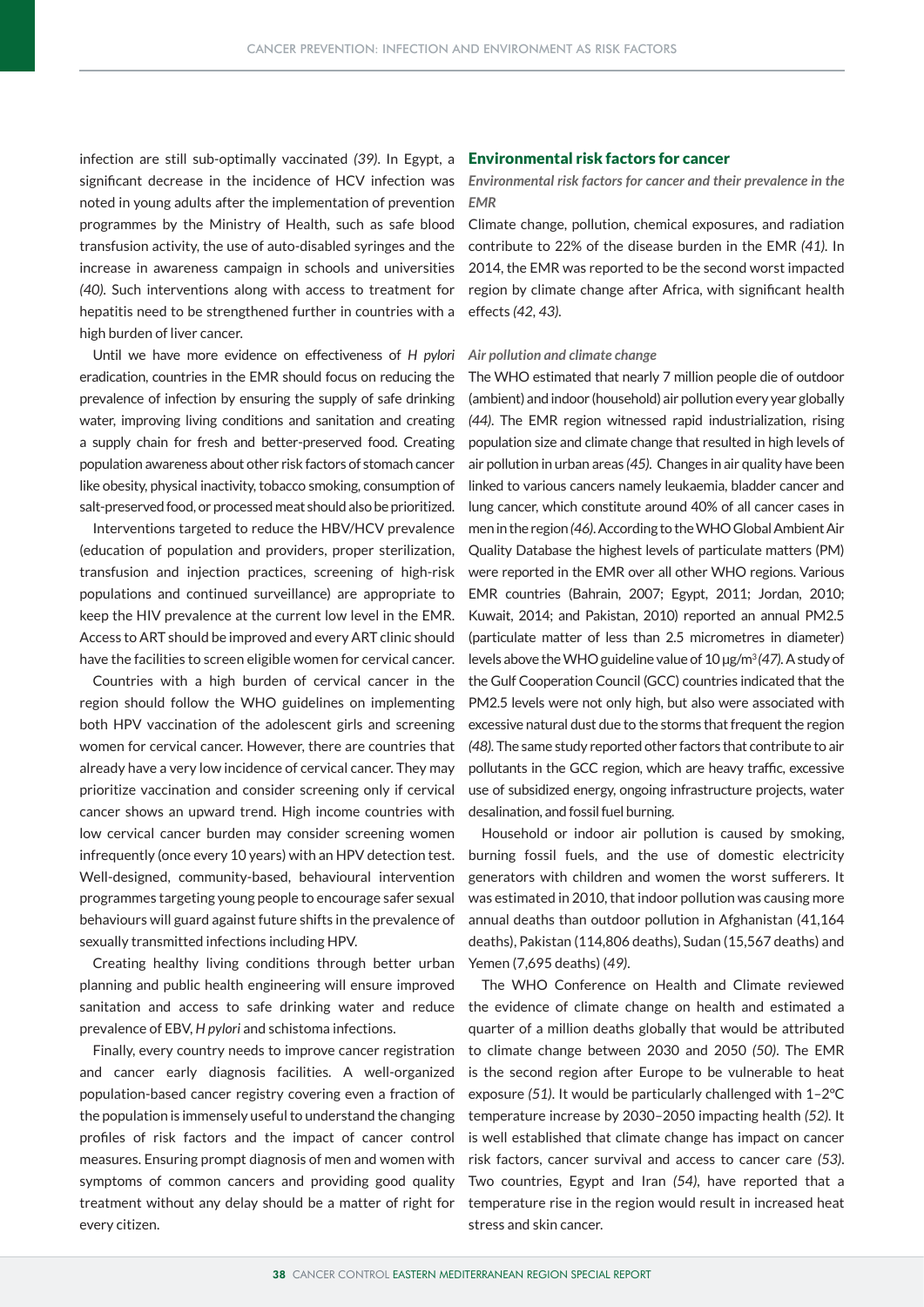infection are still sub-optimally vaccinated *(39)*. In Egypt, a significant decrease in the incidence of HCV infection was noted in young adults after the implementation of prevention programmes by the Ministry of Health, such as safe blood transfusion activity, the use of auto-disabled syringes and the increase in awareness campaign in schools and universities *(40)*. Such interventions along with access to treatment for hepatitis need to be strengthened further in countries with a high burden of liver cancer.

Until we have more evidence on effectiveness of *H pylori* eradication, countries in the EMR should focus on reducing the prevalence of infection by ensuring the supply of safe drinking water, improving living conditions and sanitation and creating a supply chain for fresh and better-preserved food. Creating population awareness about other risk factors of stomach cancer like obesity, physical inactivity, tobacco smoking, consumption of salt-preserved food, or processed meat should also be prioritized.

Interventions targeted to reduce the HBV/HCV prevalence (education of population and providers, proper sterilization, transfusion and injection practices, screening of high-risk populations and continued surveillance) are appropriate to keep the HIV prevalence at the current low level in the EMR. Access to ART should be improved and every ART clinic should have the facilities to screen eligible women for cervical cancer.

Countries with a high burden of cervical cancer in the region should follow the WHO guidelines on implementing both HPV vaccination of the adolescent girls and screening women for cervical cancer. However, there are countries that already have a very low incidence of cervical cancer. They may prioritize vaccination and consider screening only if cervical cancer shows an upward trend. High income countries with low cervical cancer burden may consider screening women infrequently (once every 10 years) with an HPV detection test. Well-designed, community-based, behavioural intervention programmes targeting young people to encourage safer sexual behaviours will guard against future shifts in the prevalence of sexually transmitted infections including HPV.

Creating healthy living conditions through better urban planning and public health engineering will ensure improved sanitation and access to safe drinking water and reduce prevalence of EBV, *H pylori* and schistoma infections.

Finally, every country needs to improve cancer registration and cancer early diagnosis facilities. A well-organized population-based cancer registry covering even a fraction of the population is immensely useful to understand the changing profiles of risk factors and the impact of cancer control measures. Ensuring prompt diagnosis of men and women with symptoms of common cancers and providing good quality treatment without any delay should be a matter of right for every citizen.

## Environmental risk factors for cancer

### *Environmental risk factors for cancer and their prevalence in the EMR*

Climate change, pollution, chemical exposures, and radiation contribute to 22% of the disease burden in the EMR *(41)*. In 2014, the EMR was reported to be the second worst impacted region by climate change after Africa, with significant health effects *(42, 43)*.

#### *Air pollution and climate change*

The WHO estimated that nearly 7 million people die of outdoor (ambient) and indoor (household) air pollution every year globally *(44)*. The EMR region witnessed rapid industrialization, rising population size and climate change that resulted in high levels of air pollution in urban areas *(45)*. Changes in air quality have been linked to various cancers namely leukaemia, bladder cancer and lung cancer, which constitute around 40% of all cancer cases in men in the region *(46)*. According to the WHO Global Ambient Air Quality Database the highest levels of particulate matters (PM) were reported in the EMR over all other WHO regions. Various EMR countries (Bahrain, 2007; Egypt, 2011; Jordan, 2010; Kuwait, 2014; and Pakistan, 2010) reported an annual PM2.5 (particulate matter of less than 2.5 micrometres in diameter) levels above the WHO guideline value of 10 μg/m$^3$ *(47)*. A study of the Gulf Cooperation Council (GCC) countries indicated that the PM2.5 levels were not only high, but also were associated with excessive natural dust due to the storms that frequent the region *(48)*. The same study reported other factors that contribute to air pollutants in the GCC region, which are heavy traffic, excessive use of subsidized energy, ongoing infrastructure projects, water desalination, and fossil fuel burning.

Household or indoor air pollution is caused by smoking, burning fossil fuels, and the use of domestic electricity generators with children and women the worst sufferers. It was estimated in 2010, that indoor pollution was causing more annual deaths than outdoor pollution in Afghanistan (41,164 deaths), Pakistan (114,806 deaths), Sudan (15,567 deaths) and Yemen (7,695 deaths) *(49)*.

The WHO Conference on Health and Climate reviewed the evidence of climate change on health and estimated a quarter of a million deaths globally that would be attributed to climate change between 2030 and 2050 *(50)*. The EMR is the second region after Europe to be vulnerable to heat exposure *(51)*. It would be particularly challenged with 1–2°C temperature increase by 2030–2050 impacting health *(52)*. It is well established that climate change has impact on cancer risk factors, cancer survival and access to cancer care *(53)*. Two countries, Egypt and Iran *(54)*, have reported that a temperature rise in the region would result in increased heat stress and skin cancer.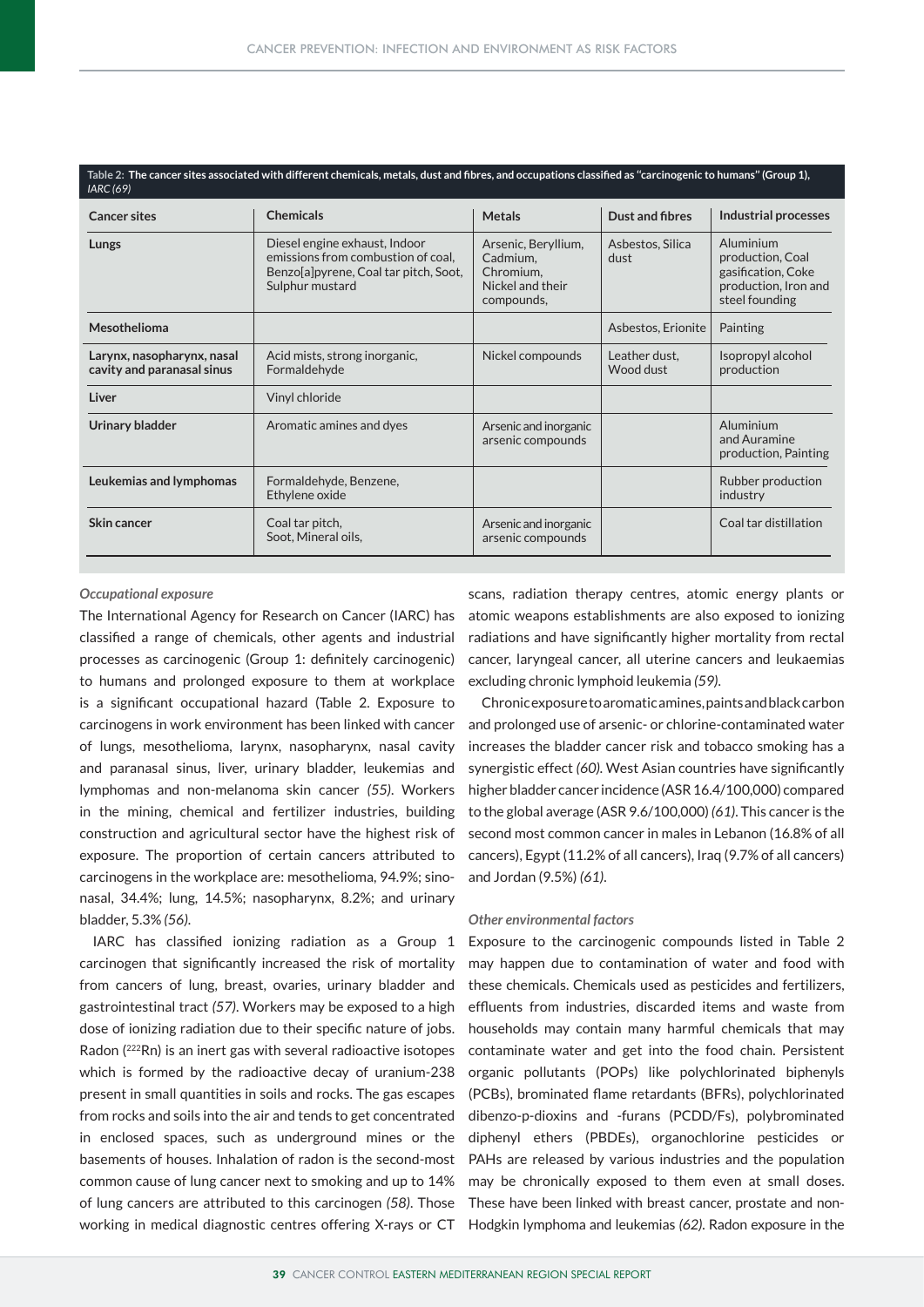**Table 2: The cancer sites associated with different chemicals, metals, dust and fibres, and occupations classified as "carcinogenic to humans" (Group 1), *IARC (69)***

| Cancer sites | Chemicals | Metals | Dust and fibres | Industrial processes |
|---|---|---|---|---|
| **Lungs** | Diesel engine exhaust, Indoor emissions from combustion of coal, Benzo[a]pyrene, Coal tar pitch, Soot, Sulphur mustard | Arsenic, Beryllium, Cadmium, Chromium, Nickel and their compounds, | Asbestos, Silica dust | Aluminium production, Coal gasification, Coke production, Iron and steel founding |
| **Mesothelioma** | | | Asbestos, Erionite | Painting |
| **Larynx, nasopharynx, nasal cavity and paranasal sinus** | Acid mists, strong inorganic, Formaldehyde | Nickel compounds | Leather dust, Wood dust | Isopropyl alcohol production |
| **Liver** | Vinyl chloride | | | |
| **Urinary bladder** | Aromatic amines and dyes | Arsenic and inorganic arsenic compounds | | Aluminium and Auramine production, Painting |
| **Leukemias and lymphomas** | Formaldehyde, Benzene, Ethylene oxide | | | Rubber production industry |
| **Skin cancer** | Coal tar pitch, Soot, Mineral oils, | Arsenic and inorganic arsenic compounds | | Coal tar distillation |

*Occupational exposure*

The International Agency for Research on Cancer (IARC) has classified a range of chemicals, other agents and industrial processes as carcinogenic (Group 1: definitely carcinogenic) to humans and prolonged exposure to them at workplace is a significant occupational hazard (Table 2. Exposure to carcinogens in work environment has been linked with cancer of lungs, mesothelioma, larynx, nasopharynx, nasal cavity and paranasal sinus, liver, urinary bladder, leukemias and lymphomas and non-melanoma skin cancer *(55)*. Workers in the mining, chemical and fertilizer industries, building construction and agricultural sector have the highest risk of exposure. The proportion of certain cancers attributed to carcinogens in the workplace are: mesothelioma, 94.9%; sino-nasal, 34.4%; lung, 14.5%; nasopharynx, 8.2%; and urinary bladder, 5.3% *(56)*.

IARC has classified ionizing radiation as a Group 1 carcinogen that significantly increased the risk of mortality from cancers of lung, breast, ovaries, urinary bladder and gastrointestinal tract *(57)*. Workers may be exposed to a high dose of ionizing radiation due to their specific nature of jobs. Radon ($^{222}Rn$) is an inert gas with several radioactive isotopes which is formed by the radioactive decay of uranium-238 present in small quantities in soils and rocks. The gas escapes from rocks and soils into the air and tends to get concentrated in enclosed spaces, such as underground mines or the basements of houses. Inhalation of radon is the second-most common cause of lung cancer next to smoking and up to 14% of lung cancers are attributed to this carcinogen *(58)*. Those working in medical diagnostic centres offering X-rays or CT scans, radiation therapy centres, atomic energy plants or atomic weapons establishments are also exposed to ionizing radiations and have significantly higher mortality from rectal cancer, laryngeal cancer, all uterine cancers and leukaemias excluding chronic lymphoid leukemia *(59)*.

Chronic exposure to aromatic amines, paints and black carbon and prolonged use of arsenic- or chlorine-contaminated water increases the bladder cancer risk and tobacco smoking has a synergistic effect *(60)*. West Asian countries have significantly higher bladder cancer incidence (ASR 16.4/100,000) compared to the global average (ASR 9.6/100,000) *(61)*. This cancer is the second most common cancer in males in Lebanon (16.8% of all cancers), Egypt (11.2% of all cancers), Iraq (9.7% of all cancers) and Jordan (9.5%) *(61)*.

*Other environmental factors*

Exposure to the carcinogenic compounds listed in Table 2 may happen due to contamination of water and food with these chemicals. Chemicals used as pesticides and fertilizers, effluents from industries, discarded items and waste from households may contain many harmful chemicals that may contaminate water and get into the food chain. Persistent organic pollutants (POPs) like polychlorinated biphenyls (PCBs), brominated flame retardants (BFRs), polychlorinated dibenzo-p-dioxins and -furans (PCDD/Fs), polybrominated diphenyl ethers (PBDEs), organochlorine pesticides or PAHs are released by various industries and the population may be chronically exposed to them even at small doses. These have been linked with breast cancer, prostate and non-Hodgkin lymphoma and leukemias *(62)*. Radon exposure in the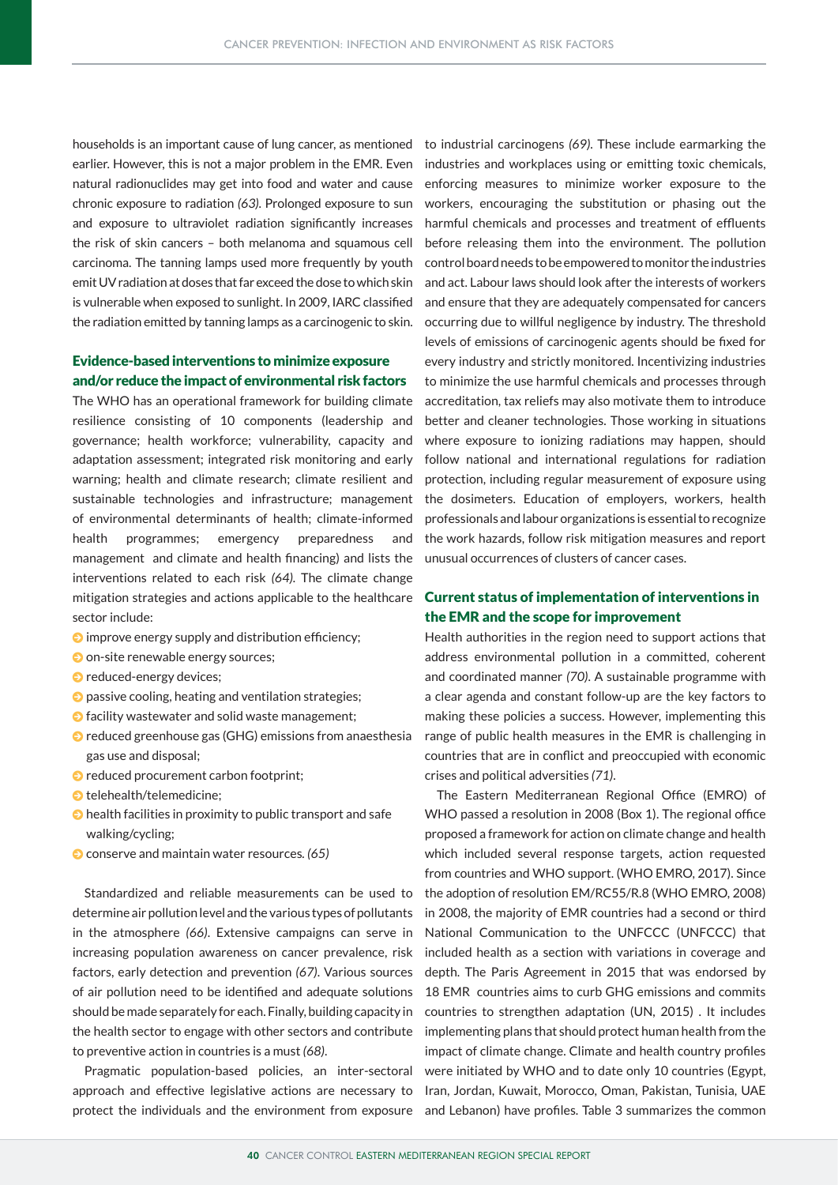households is an important cause of lung cancer, as mentioned earlier. However, this is not a major problem in the EMR. Even natural radionuclides may get into food and water and cause chronic exposure to radiation *(63)*. Prolonged exposure to sun and exposure to ultraviolet radiation significantly increases the risk of skin cancers – both melanoma and squamous cell carcinoma. The tanning lamps used more frequently by youth emit UV radiation at doses that far exceed the dose to which skin is vulnerable when exposed to sunlight. In 2009, IARC classified the radiation emitted by tanning lamps as a carcinogenic to skin.

## Evidence-based interventions to minimize exposure and/or reduce the impact of environmental risk factors

The WHO has an operational framework for building climate resilience consisting of 10 components (leadership and governance; health workforce; vulnerability, capacity and adaptation assessment; integrated risk monitoring and early warning; health and climate research; climate resilient and sustainable technologies and infrastructure; management of environmental determinants of health; climate-informed health programmes; emergency preparedness and management and climate and health financing) and lists the interventions related to each risk *(64)*. The climate change mitigation strategies and actions applicable to the healthcare sector include:

- improve energy supply and distribution efficiency;
- on-site renewable energy sources;
- reduced-energy devices;
- passive cooling, heating and ventilation strategies;
- facility wastewater and solid waste management;
- reduced greenhouse gas (GHG) emissions from anaesthesia gas use and disposal;
- reduced procurement carbon footprint;
- telehealth/telemedicine;
- health facilities in proximity to public transport and safe walking/cycling;
- conserve and maintain water resources. *(65)*

Standardized and reliable measurements can be used to determine air pollution level and the various types of pollutants in the atmosphere *(66)*. Extensive campaigns can serve in increasing population awareness on cancer prevalence, risk factors, early detection and prevention *(67)*. Various sources of air pollution need to be identified and adequate solutions should be made separately for each. Finally, building capacity in the health sector to engage with other sectors and contribute to preventive action in countries is a must *(68)*.

Pragmatic population-based policies, an inter-sectoral approach and effective legislative actions are necessary to protect the individuals and the environment from exposure to industrial carcinogens *(69)*. These include earmarking the industries and workplaces using or emitting toxic chemicals, enforcing measures to minimize worker exposure to the workers, encouraging the substitution or phasing out the harmful chemicals and processes and treatment of effluents before releasing them into the environment. The pollution control board needs to be empowered to monitor the industries and act. Labour laws should look after the interests of workers and ensure that they are adequately compensated for cancers occurring due to willful negligence by industry. The threshold levels of emissions of carcinogenic agents should be fixed for every industry and strictly monitored. Incentivizing industries to minimize the use harmful chemicals and processes through accreditation, tax reliefs may also motivate them to introduce better and cleaner technologies. Those working in situations where exposure to ionizing radiations may happen, should follow national and international regulations for radiation protection, including regular measurement of exposure using the dosimeters. Education of employers, workers, health professionals and labour organizations is essential to recognize the work hazards, follow risk mitigation measures and report unusual occurrences of clusters of cancer cases.

## Current status of implementation of interventions in the EMR and the scope for improvement

Health authorities in the region need to support actions that address environmental pollution in a committed, coherent and coordinated manner *(70)*. A sustainable programme with a clear agenda and constant follow-up are the key factors to making these policies a success. However, implementing this range of public health measures in the EMR is challenging in countries that are in conflict and preoccupied with economic crises and political adversities *(71)*.

The Eastern Mediterranean Regional Office (EMRO) of WHO passed a resolution in 2008 (Box 1). The regional office proposed a framework for action on climate change and health which included several response targets, action requested from countries and WHO support. (WHO EMRO, 2017). Since the adoption of resolution EM/RC55/R.8 (WHO EMRO, 2008) in 2008, the majority of EMR countries had a second or third National Communication to the UNFCCC (UNFCCC) that included health as a section with variations in coverage and depth. The Paris Agreement in 2015 that was endorsed by 18 EMR countries aims to curb GHG emissions and commits countries to strengthen adaptation (UN, 2015) . It includes implementing plans that should protect human health from the impact of climate change. Climate and health country profiles were initiated by WHO and to date only 10 countries (Egypt, Iran, Jordan, Kuwait, Morocco, Oman, Pakistan, Tunisia, UAE and Lebanon) have profiles. Table 3 summarizes the common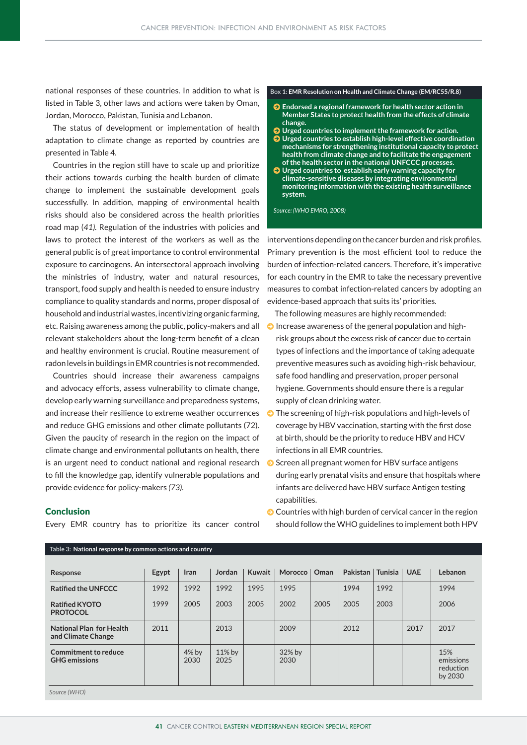national responses of these countries. In addition to what is listed in Table 3, other laws and actions were taken by Oman, Jordan, Morocco, Pakistan, Tunisia and Lebanon.

The status of development or implementation of health adaptation to climate change as reported by countries are presented in Table 4.

Countries in the region still have to scale up and prioritize their actions towards curbing the health burden of climate change to implement the sustainable development goals successfully. In addition, mapping of environmental health risks should also be considered across the health priorities road map *(41)*. Regulation of the industries with policies and laws to protect the interest of the workers as well as the general public is of great importance to control environmental exposure to carcinogens. An intersectoral approach involving the ministries of industry, water and natural resources, transport, food supply and health is needed to ensure industry compliance to quality standards and norms, proper disposal of household and industrial wastes, incentivizing organic farming, etc. Raising awareness among the public, policy-makers and all relevant stakeholders about the long-term benefit of a clean and healthy environment is crucial. Routine measurement of radon levels in buildings in EMR countries is not recommended.

Countries should increase their awareness campaigns and advocacy efforts, assess vulnerability to climate change, develop early warning surveillance and preparedness systems, and increase their resilience to extreme weather occurrences and reduce GHG emissions and other climate pollutants (72). Given the paucity of research in the region on the impact of climate change and environmental pollutants on health, there is an urgent need to conduct national and regional research to fill the knowledge gap, identify vulnerable populations and provide evidence for policy-makers *(73)*.

**Box 1: EMR Resolution on Health and Climate Change (EM/RC55/R.8)**

- **Endorsed a regional framework for health sector action in Member States to protect health from the effects of climate change.**
- **Urged countries to implement the framework for action.**
- **Urged countries to establish high-level effective coordination mechanisms for strengthening institutional capacity to protect health from climate change and to facilitate the engagement of the health sector in the national UNFCCC processes.**
- **Urged countries to establish early warning capacity for climate-sensitive diseases by integrating environmental monitoring information with the existing health surveillance system.**

*Source: (WHO EMRO, 2008)*

## Conclusion

Every EMR country has to prioritize its cancer control interventions depending on the cancer burden and risk profiles. Primary prevention is the most efficient tool to reduce the burden of infection-related cancers. Therefore, it's imperative for each country in the EMR to take the necessary preventive measures to combat infection-related cancers by adopting an evidence-based approach that suits its' priorities.

The following measures are highly recommended:

- Increase awareness of the general population and high-risk groups about the excess risk of cancer due to certain types of infections and the importance of taking adequate preventive measures such as avoiding high-risk behaviour, safe food handling and preservation, proper personal hygiene. Governments should ensure there is a regular supply of clean drinking water.
- The screening of high-risk populations and high-levels of coverage by HBV vaccination, starting with the first dose at birth, should be the priority to reduce HBV and HCV infections in all EMR countries.
- Screen all pregnant women for HBV surface antigens during early prenatal visits and ensure that hospitals where infants are delivered have HBV surface Antigen testing capabilities.
- Countries with high burden of cervical cancer in the region should follow the WHO guidelines to implement both HPV

**Table 3: National response by common actions and country**

| Response | Egypt | Iran | Jordan | Kuwait | Morocco | Oman | Pakistan | Tunisia | UAE | Lebanon |
|---|---|---|---|---|---|---|---|---|---|---|
| **Ratified the UNFCCC** | 1992 | 1992 | 1992 | 1995 | 1995 | | 1994 | 1992 | | 1994 |
| **Ratified KYOTO PROTOCOL** | 1999 | 2005 | 2003 | 2005 | 2002 | 2005 | 2005 | 2003 | | 2006 |
| **National Plan for Health and Climate Change** | 2011 | | 2013 | | 2009 | | 2012 | | 2017 | 2017 |
| **Commitment to reduce GHG emissions** | | 4% by 2030 | 11% by 2025 | | 32% by 2030 | | | | | 15% emissions reduction by 2030 |

*Source (WHO)*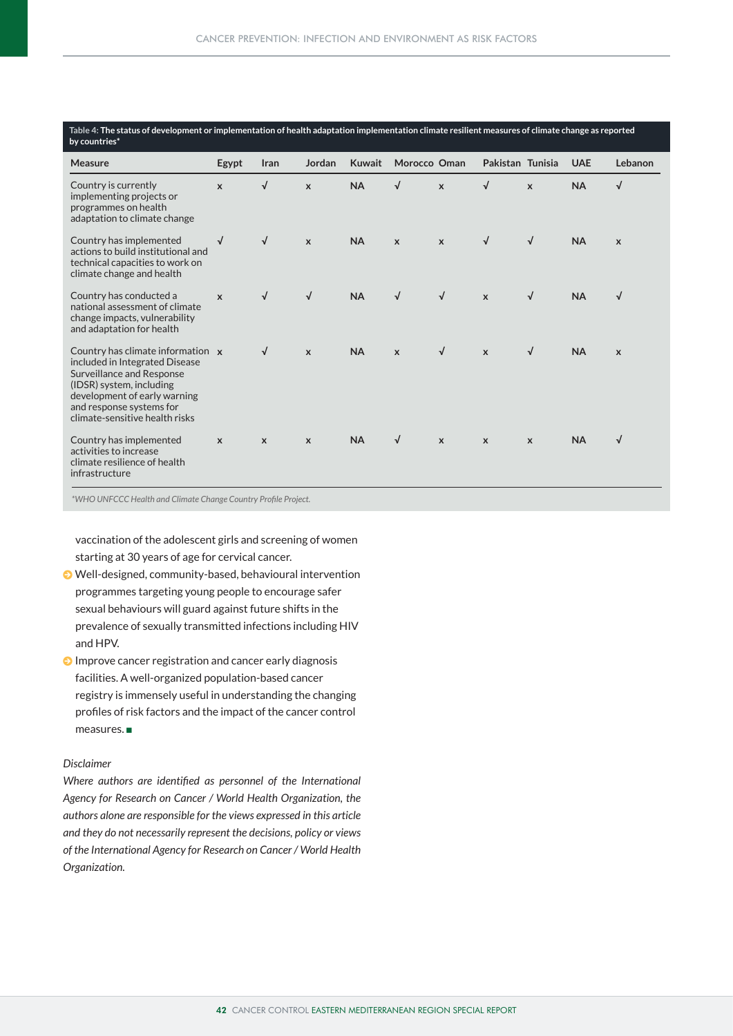**Table 4: The status of development or implementation of health adaptation implementation climate resilient measures of climate change as reported by countries***

| Measure | Egypt | Iran | Jordan | Kuwait | Morocco | Oman | Pakistan | Tunisia | UAE | Lebanon |
|---|---|---|---|---|---|---|---|---|---|---|
| Country is currently implementing projects or programmes on health adaptation to climate change | x | √ | x | NA | √ | x | √ | x | NA | √ |
| Country has implemented actions to build institutional and technical capacities to work on climate change and health | √ | √ | x | NA | x | x | √ | √ | NA | x |
| Country has conducted a national assessment of climate change impacts, vulnerability and adaptation for health | x | √ | √ | NA | √ | √ | x | √ | NA | √ |
| Country has climate information included in Integrated Disease Surveillance and Response (IDSR) system, including development of early warning and response systems for climate-sensitive health risks | x | √ | x | NA | x | √ | x | √ | NA | x |
| Country has implemented activities to increase climate resilience of health infrastructure | x | x | x | NA | √ | x | x | x | NA | √ |

*WHO UNFCCC Health and Climate Change Country Profile Project.*

vaccination of the adolescent girls and screening of women starting at 30 years of age for cervical cancer.

- Well-designed, community-based, behavioural intervention programmes targeting young people to encourage safer sexual behaviours will guard against future shifts in the prevalence of sexually transmitted infections including HIV and HPV.
- Improve cancer registration and cancer early diagnosis facilities. A well-organized population-based cancer registry is immensely useful in understanding the changing profiles of risk factors and the impact of the cancer control measures. ■

*Disclaimer*

*Where authors are identified as personnel of the International Agency for Research on Cancer / World Health Organization, the authors alone are responsible for the views expressed in this article and they do not necessarily represent the decisions, policy or views of the International Agency for Research on Cancer / World Health Organization.*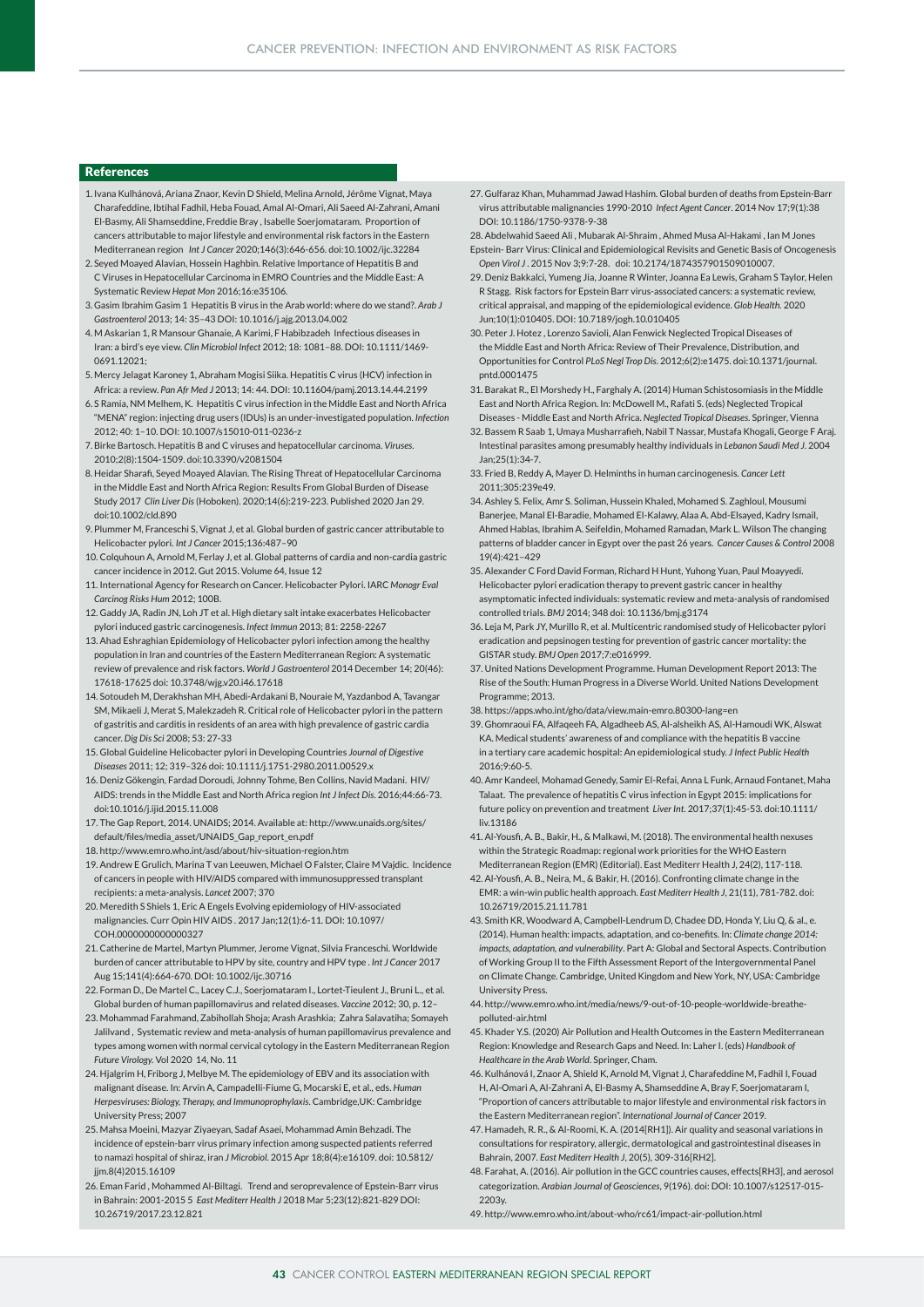## References

1. Ivana Kulhánová, Ariana Znaor, Kevin D Shield, Melina Arnold, Jérôme Vignat, Maya Charafeddine, Ibtihal Fadhil, Heba Fouad, Amal Al-Omari, Ali Saeed Al-Zahrani, Amani El-Basmy, Ali Shamseddine, Freddie Bray , Isabelle Soerjomataram. Proportion of cancers attributable to major lifestyle and environmental risk factors in the Eastern Mediterranean region *Int J Cancer* 2020;146(3):646-656. doi:10.1002/ijc.32284
2. Seyed Moayed Alavian, Hossein Haghbin. Relative Importance of Hepatitis B and C Viruses in Hepatocellular Carcinoma in EMRO Countries and the Middle East: A Systematic Review *Hepat Mon* 2016;16:e35106.
3. Gasim Ibrahim Gasim 1 Hepatitis B virus in the Arab world: where do we stand?. *Arab J Gastroenterol* 2013; 14: 35–43 DOI: 10.1016/j.ajg.2013.04.002
4. M Askarian 1, R Mansour Ghanaie, A Karimi, F Habibzadeh Infectious diseases in Iran: a bird's eye view. *Clin Microbiol Infect* 2012; 18: 1081–88. DOI: 10.1111/1469-0691.12021;
5. Mercy Jelagat Karoney 1, Abraham Mogisi Siika. Hepatitis C virus (HCV) infection in Africa: a review. *Pan Afr Med J* 2013; 14: 44. DOI: 10.11604/pamj.2013.14.44.2199
6. S Ramia, NM Melhem, K. Hepatitis C virus infection in the Middle East and North Africa "MENA" region: injecting drug users (IDUs) is an under-investigated population. *Infection* 2012; 40: 1–10. DOI: 10.1007/s15010-011-0236-z
7. Birke Bartosch. Hepatitis B and C viruses and hepatocellular carcinoma. *Viruses*. 2010;2(8):1504-1509. doi:10.3390/v2081504
8. Heidar Sharafi, Seyed Moayed Alavian. The Rising Threat of Hepatocellular Carcinoma in the Middle East and North Africa Region: Results From Global Burden of Disease Study 2017 *Clin Liver Dis* (Hoboken). 2020;14(6):219-223. Published 2020 Jan 29. doi:10.1002/cld.890
9. Plummer M, Franceschi S, Vignat J, et al. Global burden of gastric cancer attributable to Helicobacter pylori. *Int J Cancer* 2015;136:487–90
10. Colquhoun A, Arnold M, Ferlay J, et al. Global patterns of cardia and non-cardia gastric cancer incidence in 2012. Gut 2015. Volume 64, Issue 12
11. International Agency for Research on Cancer. Helicobacter Pylori. IARC *Monogr Eval Carcinog Risks Hum* 2012; 100B.
12. Gaddy JA, Radin JN, Loh JT et al. High dietary salt intake exacerbates Helicobacter pylori induced gastric carcinogenesis. *Infect Immun* 2013; 81: 2258-2267
13. Ahad Eshraghian Epidemiology of Helicobacter pylori infection among the healthy population in Iran and countries of the Eastern Mediterranean Region: A systematic review of prevalence and risk factors. *World J Gastroenterol* 2014 December 14; 20(46): 17618-17625 doi: 10.3748/wjg.v20.i46.17618
14. Sotoudeh M, Derakhshan MH, Abedi-Ardakani B, Nouraie M, Yazdanbod A, Tavangar SM, Mikaeli J, Merat S, Malekzadeh R. Critical role of Helicobacter pylori in the pattern of gastritis and carditis in residents of an area with high prevalence of gastric cardia cancer. *Dig Dis Sci* 2008; 53: 27-33
15. Global Guideline Helicobacter pylori in Developing Countries *Journal of Digestive Diseases* 2011; 12; 319–326 doi: 10.1111/j.1751-2980.2011.00529.x
16. Deniz Gökengin, Fardad Doroudi, Johnny Tohme, Ben Collins, Navid Madani. HIV/AIDS: trends in the Middle East and North Africa region *Int J Infect Dis*. 2016;44:66-73. doi:10.1016/j.ijid.2015.11.008
17. The Gap Report, 2014. UNAIDS; 2014. Available at: http://www.unaids.org/sites/default/files/media_asset/UNAIDS_Gap_report_en.pdf
18. http://www.emro.who.int/asd/about/hiv-situation-region.htm
19. Andrew E Grulich, Marina T van Leeuwen, Michael O Falster, Claire M Vajdic. Incidence of cancers in people with HIV/AIDS compared with immunosuppressed transplant recipients: a meta-analysis. *Lancet* 2007; 370
20. Meredith S Shiels 1, Eric A Engels Evolving epidemiology of HIV-associated malignancies. Curr Opin HIV AIDS . 2017 Jan;12(1):6-11. DOI: 10.1097/COH.0000000000000327
21. Catherine de Martel, Martyn Plummer, Jerome Vignat, Silvia Franceschi. Worldwide burden of cancer attributable to HPV by site, country and HPV type . *Int J Cancer* 2017 Aug 15;141(4):664-670. DOI: 10.1002/ijc.30716
22. Forman D., De Martel C., Lacey C.J., Soerjomataram I., Lortet-Tieulent J., Bruni L., et al. Global burden of human papillomavirus and related diseases. *Vaccine* 2012; 30, p. 12–
23. Mohammad Farahmand, Zabihollah Shoja; Arash Arashkia; Zahra Salavatiha; Somayeh Jalilvand , Systematic review and meta-analysis of human papillomavirus prevalence and types among women with normal cervical cytology in the Eastern Mediterranean Region *Future Virology*. Vol 2020 14, No. 11
24. Hjalgrim H, Friborg J, Melbye M. The epidemiology of EBV and its association with malignant disease. In: Arvin A, Campadelli-Fiume G, Mocarski E, et al., eds. *Human Herpesviruses: Biology, Therapy, and Immunoprophylaxis*. Cambridge,UK: Cambridge University Press; 2007
25. Mahsa Moeini, Mazyar Ziyaeyan, Sadaf Asaei, Mohammad Amin Behzadi. The incidence of epstein-barr virus primary infection among suspected patients referred to namazi hospital of shiraz, iran *J Microbiol*. 2015 Apr 18;8(4):e16109. doi: 10.5812/jjm.8(4)2015.16109
26. Eman Farid , Mohammed Al-Biltagi. Trend and seroprevalence of Epstein-Barr virus in Bahrain: 2001-2015 5 *East Mediterr Health J* 2018 Mar 5;23(12):821-829 DOI: 10.26719/2017.23.12.821
27. Gulfaraz Khan, Muhammad Jawad Hashim. Global burden of deaths from Epstein-Barr virus attributable malignancies 1990-2010 *Infect Agent Cancer*. 2014 Nov 17;9(1):38 DOI: 10.1186/1750-9378-9-38
28. Abdelwahid Saeed Ali , Mubarak Al-Shraim , Ahmed Musa Al-Hakami , Ian M Jones Epstein- Barr Virus: Clinical and Epidemiological Revisits and Genetic Basis of Oncogenesis *Open Virol J* . 2015 Nov 3;9:7-28. doi: 10.2174/1874357901509010007.
29. Deniz Bakkalci, Yumeng Jia, Joanne R Winter, Joanna Ea Lewis, Graham S Taylor, Helen R Stagg. Risk factors for Epstein Barr virus-associated cancers: a systematic review, critical appraisal, and mapping of the epidemiological evidence. *Glob Health.* 2020 Jun;10(1):010405. DOI: 10.7189/jogh.10.010405
30. Peter J. Hotez , Lorenzo Savioli, Alan Fenwick Neglected Tropical Diseases of the Middle East and North Africa: Review of Their Prevalence, Distribution, and Opportunities for Control *PLoS Negl Trop Dis*. 2012;6(2):e1475. doi:10.1371/journal.pntd.0001475
31. Barakat R., El Morshedy H., Farghaly A. (2014) Human Schistosomiasis in the Middle East and North Africa Region. In: McDowell M., Rafati S. (eds) Neglected Tropical Diseases - Middle East and North Africa. *Neglected Tropical Diseases*. Springer, Vienna
32. Bassem R Saab 1, Umaya Musharrafieh, Nabil T Nassar, Mustafa Khogali, George F Araj. Intestinal parasites among presumably healthy individuals in *Lebanon Saudi Med J*. 2004 Jan;25(1):34-7.
33. Fried B, Reddy A, Mayer D. Helminths in human carcinogenesis. *Cancer Lett* 2011;305:239e49.
34. Ashley S. Felix, Amr S. Soliman, Hussein Khaled, Mohamed S. Zaghloul, Mousumi Banerjee, Manal El-Baradie, Mohamed El-Kalawy, Alaa A. Abd-Elsayed, Kadry Ismail, Ahmed Hablas, Ibrahim A. Seifeldin, Mohamed Ramadan, Mark L. Wilson The changing patterns of bladder cancer in Egypt over the past 26 years. *Cancer Causes & Control* 2008 19(4):421–429
35. Alexander C Ford David Forman, Richard H Hunt, Yuhong Yuan, Paul Moayyedi. Helicobacter pylori eradication therapy to prevent gastric cancer in healthy asymptomatic infected individuals: systematic review and meta-analysis of randomised controlled trials. *BMJ* 2014; 348 doi: 10.1136/bmj.g3174
36. Leja M, Park JY, Murillo R, et al. Multicentric randomised study of Helicobacter pylori eradication and pepsinogen testing for prevention of gastric cancer mortality: the GISTAR study. *BMJ Open* 2017;7:e016999.
37. United Nations Development Programme. Human Development Report 2013: The Rise of the South: Human Progress in a Diverse World. United Nations Development Programme; 2013.
38. https://apps.who.int/gho/data/view.main-emro.80300-lang=en
39. Ghomraoui FA, Alfaqeeh FA, Algadheeb AS, Al-alsheikh AS, Al-Hamoudi WK, Alswat KA. Medical students' awareness of and compliance with the hepatitis B vaccine in a tertiary care academic hospital: An epidemiological study. *J Infect Public Health* 2016;9:60-5.
40. Amr Kandeel, Mohamad Genedy, Samir El-Refai, Anna L Funk, Arnaud Fontanet, Maha Talaat. The prevalence of hepatitis C virus infection in Egypt 2015: implications for future policy on prevention and treatment *Liver Int*. 2017;37(1):45-53. doi:10.1111/liv.13186
41. Al-Yousfi, A. B., Bakir, H., & Malkawi, M. (2018). The environmental health nexuses within the Strategic Roadmap: regional work priorities for the WHO Eastern Mediterranean Region (EMR) (Editorial). East Mediterr Health J, 24(2), 117-118.
42. Al-Yousfi, A. B., Neira, M., & Bakir, H. (2016). Confronting climate change in the EMR: a win-win public health approach. *East Mediterr Health J*, 21(11), 781-782. doi: 10.26719/2015.21.11.781
43. Smith KR, Woodward A, Campbell-Lendrum D, Chadee DD, Honda Y, Liu Q, & al., e. (2014). Human health: impacts, adaptation, and co-benefits. In: *Climate change 2014: impacts, adaptation, and vulnerability*. Part A: Global and Sectoral Aspects. Contribution of Working Group II to the Fifth Assessment Report of the Intergovernmental Panel on Climate Change. Cambridge, United Kingdom and New York, NY, USA: Cambridge University Press.
44. http://www.emro.who.int/media/news/9-out-of-10-people-worldwide-breathe-polluted-air.html
45. Khader Y.S. (2020) Air Pollution and Health Outcomes in the Eastern Mediterranean Region: Knowledge and Research Gaps and Need. In: Laher I. (eds) *Handbook of Healthcare in the Arab World*. Springer, Cham.
46. Kulhánová I, Znaor A, Shield K, Arnold M, Vignat J, Charafeddine M, Fadhil I, Fouad H, Al-Omari A, Al-Zahrani A, El-Basmy A, Shamseddine A, Bray F, Soerjomataram I, "Proportion of cancers attributable to major lifestyle and environmental risk factors in the Eastern Mediterranean region". *International Journal of Cancer* 2019.
47. Hamadeh, R. R., & Al-Roomi, K. A. (2014[RH1]). Air quality and seasonal variations in consultations for respiratory, allergic, dermatological and gastrointestinal diseases in Bahrain, 2007. *East Mediterr Health J*, 20(5), 309-316[RH2].
48. Farahat, A. (2016). Air pollution in the GCC countries causes, effects[RH3], and aerosol categorization. *Arabian Journal of Geosciences*, 9(196). doi: DOI: 10.1007/s12517-015-2203y.
49. http://www.emro.who.int/about-who/rc61/impact-air-pollution.html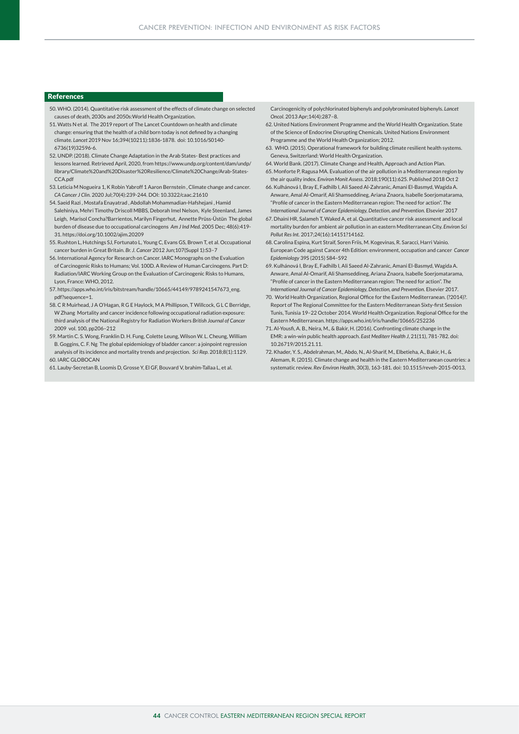## References

50. WHO. (2014). Quantitative risk assessment of the effects of climate change on selected causes of death, 2030s and 2050s:World Health Organization.
51. Watts N et al. The 2019 report of The Lancet Countdown on health and climate change: ensuring that the health of a child born today is not defined by a changing climate. *Lancet* 2019 Nov 16;394(10211):1836-1878. doi: 10.1016/S0140-6736(19)32596-6.
52. UNDP. (2018). Climate Change Adaptation in the Arab States- Best practices and lessons learned. Retrieved April, 2020, from https://www.undp.org/content/dam/undp/library/Climate%20and%20Disaster%20Resilience/Climate%20Change/Arab-States-CCA.pdf
53. Leticia M Nogueira 1, K Robin Yabroff 1 Aaron Bernstein , Climate change and cancer. *CA Cancer J Clin.* 2020 Jul;70(4):239-244. DOI: 10.3322/caac.21610
54. Saeid Razi , Mostafa Enayatrad , Abdollah Mohammadian-Hafshejani , Hamid Salehiniya, Mehri Timothy Driscoll MBBS, Deborah Imel Nelson, Kyle Steenland, James Leigh, Marisol Concha?Barrientos, Marilyn Fingerhut, Annette Prüss-Üstün The global burden of disease due to occupational carcinogens *Am J Ind Med.* 2005 Dec; 48(6):419-31. https://doi.org/10.1002/ajim.20209
55. Rushton L, Hutchings SJ, Fortunato L, Young C, Evans GS, Brown T, et al. Occupational cancer burden in Great Britain. *Br. J. Cancer* 2012 Jun;107(Suppl 1):S3–7
56. International Agency for Research on Cancer. IARC Monographs on the Evaluation of Carcinogenic Risks to Humans; Vol. 100D. A Review of Human Carcinogens. Part D: Radiation/IARC Working Group on the Evaluation of Carcinogenic Risks to Humans, Lyon, France: WHO, 2012.
57. https://apps.who.int/iris/bitstream/handle/10665/44149/9789241547673_eng.pdf?sequence=1.
58. C R Muirhead, J A O'Hagan, R G E Haylock, M A Phillipson, T Willcock, G L C Berridge, W Zhang Mortality and cancer incidence following occupational radiation exposure: third analysis of the National Registry for Radiation Workers *British Journal of Cancer* 2009 vol. 100, pp206–212
59. Martin C. S. Wong, Franklin D. H. Fung, Colette Leung, Wilson W. L. Cheung, William B. Goggins, C. F. Ng The global epidemiology of bladder cancer: a joinpoint regression analysis of its incidence and mortality trends and projection. *Sci Rep.* 2018;8(1):1129.
60. IARC GLOBOCAN
61. Lauby-Secretan B, Loomis D, Grosse Y, El GF, Bouvard V, brahim-Tallaa L, et al. Carcinogenicity of polychlorinated biphenyls and polybrominated biphenyls. *Lancet Oncol.* 2013 Apr;14(4):287–8.
62. United Nations Environment Programme and the World Health Organization. State of the Science of Endocrine Disrupting Chemicals. United Nations Environment Programme and the World Health Organization; 2012.
63. WHO. (2015). Operational framework for building climate resilient health systems. Geneva, Switzerland: World Health Organization.
64. World Bank. (2017). Climate Change and Health, Approach and Action Plan.
65. Monforte P, Ragusa MA. Evaluation of the air pollution in a Mediterranean region by the air quality index. *Environ Monit Assess*. 2018;190(11):625. Published 2018 Oct 2
66. Kulhánová I, Bray E, Fadhilb I, Ali Saeed Al-Zahranic, Amani El-Basmyd, Wagida A. Anware, Amal Al-Omarif, Ali Shamseddineg, Ariana Znaora, Isabelle Soerjomatarama, "Profile of cancer in the Eastern Mediterranean region: The need for action". *The International Journal of Cancer Epidemiology, Detection, and Prevention*. Elsevier 2017
67. Dhaini HR, Salameh T, Waked A, et al. Quantitative cancer risk assessment and local mortality burden for ambient air pollution in an eastern Mediterranean City. *Environ Sci Pollut Res Int.* 2017;24(16):14151?14162.
68. Carolina Espina, Kurt Straif, Soren Friis, M. Kogevinas, R. Saracci, Harri Vainio. European Code against Cancer 4th Edition: environment, occupation and cancer *Cancer Epidemiology* 39S (2015) S84–S92
69. Kulhánová I, Bray E, Fadhilb I, Ali Saeed Al-Zahranic, Amani El-Basmyd, Wagida A. Anware, Amal Al-Omarif, Ali Shamseddineg, Ariana Znaora, Isabelle Soerjomatarama, "Profile of cancer in the Eastern Mediterranean region: The need for action". *The International Journal of Cancer Epidemiology, Detection, and Prevention*. Elsevier 2017.
70. World Health Organization, Regional Office for the Eastern Mediterranean. (?2014)?. Report of The Regional Committee for the Eastern Mediterranean Sixty-first Session Tunis, Tunisia 19–22 October 2014. World Health Organization. Regional Office for the Eastern Mediterranean. https://apps.who.int/iris/handle/10665/252236
71. Al-Yousfi, A. B., Neira, M., & Bakir, H. (2016). Confronting climate change in the EMR: a win-win public health approach. *East Mediterr Health J*, 21(11), 781-782. doi: 10.26719/2015.21.11.
72. Khader, Y. S., Abdelrahman, M., Abdo, N., Al-Sharif, M., Elbetieha, A., Bakir, H., & Alemam, R. (2015). Climate change and health in the Eastern Mediterranean countries: a systematic review. *Rev Environ Health*, 30(3), 163-181. doi: 10.1515/reveh-2015-0013.